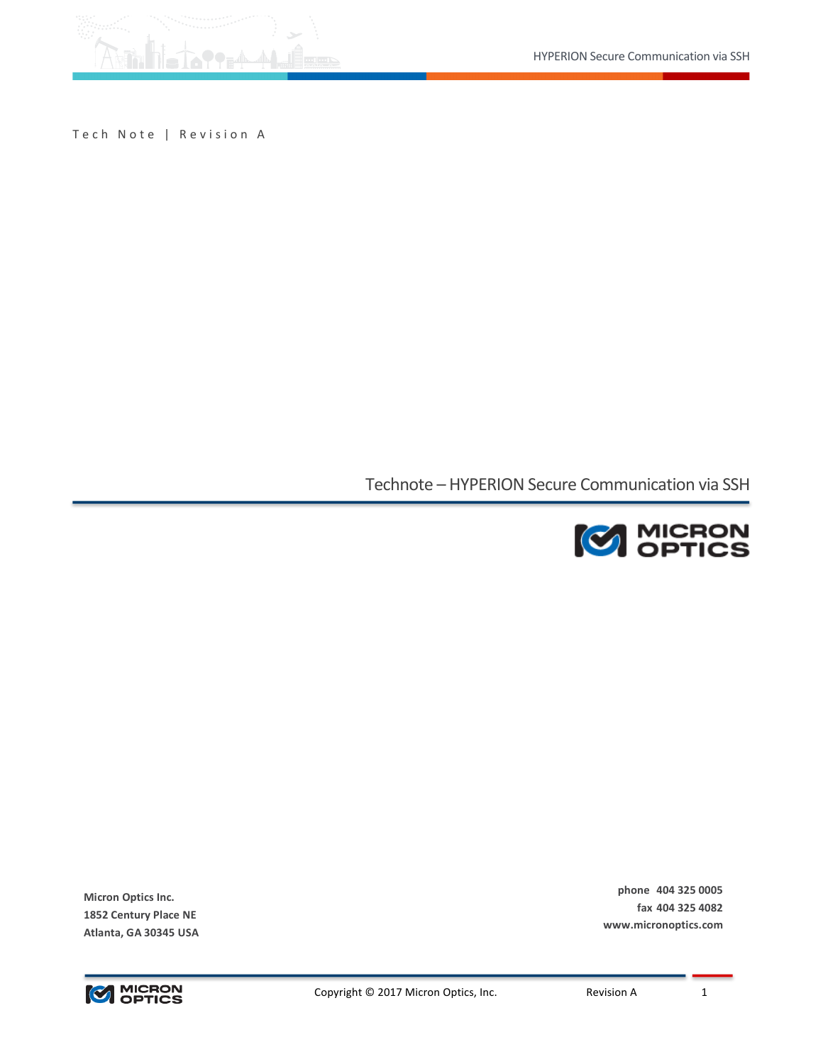Tech Note | Revision A

# Technote – HYPERION Secure Communication via SSH

**Micron Optics Inc.**
**1852 Century Place NE**
**Atlanta, GA 30345 USA**

**phone 404 325 0005**
**fax 404 325 4082**
**www.micronoptics.com**

Copyright © 2017 Micron Optics, Inc.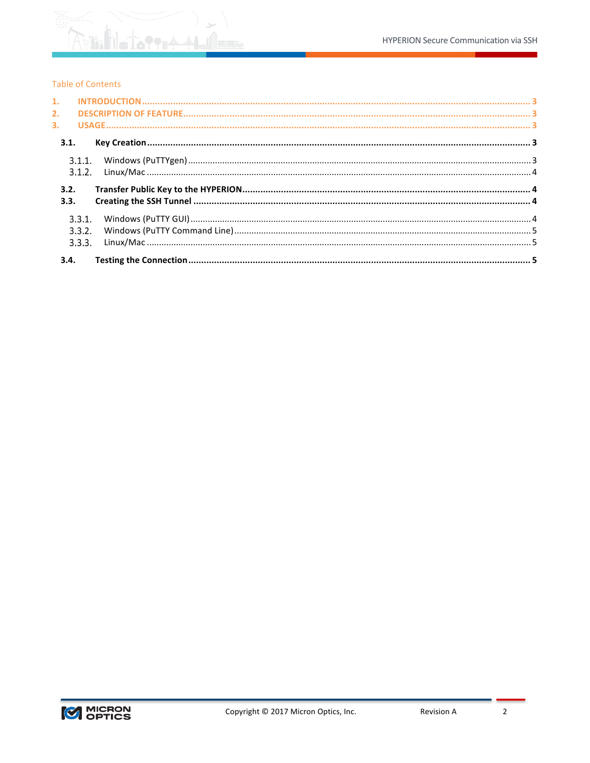Table of Contents

1. INTRODUCTION ..... 3
2. DESCRIPTION OF FEATURE ..... 3
3. USAGE ..... 3
   - 3.1. Key Creation ..... 3
     - 3.1.1. Windows (PuTTYgen) ..... 3
     - 3.1.2. Linux/Mac ..... 4
   - 3.2. Transfer Public Key to the HYPERION ..... 4
   - 3.3. Creating the SSH Tunnel ..... 4
     - 3.3.1. Windows (PuTTY GUI) ..... 4
     - 3.3.2. Windows (PuTTY Command Line) ..... 5
     - 3.3.3. Linux/Mac ..... 5
   - 3.4. Testing the Connection ..... 5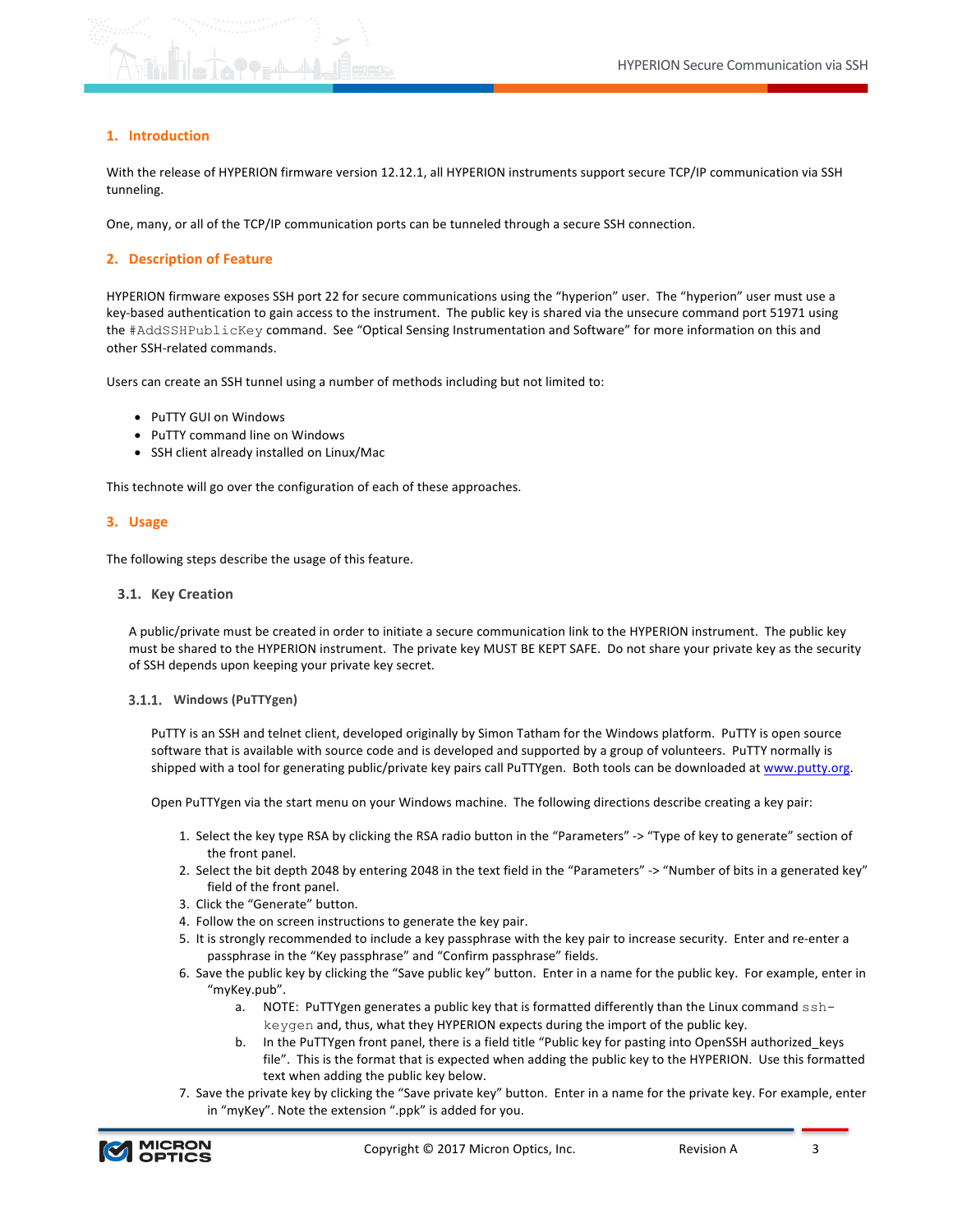## 1. Introduction

With the release of HYPERION firmware version 12.12.1, all HYPERION instruments support secure TCP/IP communication via SSH tunneling.

One, many, or all of the TCP/IP communication ports can be tunneled through a secure SSH connection.

## 2. Description of Feature

HYPERION firmware exposes SSH port 22 for secure communications using the "hyperion" user. The "hyperion" user must use a key-based authentication to gain access to the instrument. The public key is shared via the unsecure command port 51971 using the `#AddSSHPublicKey` command. See "Optical Sensing Instrumentation and Software" for more information on this and other SSH-related commands.

Users can create an SSH tunnel using a number of methods including but not limited to:

- PuTTY GUI on Windows
- PuTTY command line on Windows
- SSH client already installed on Linux/Mac

This technote will go over the configuration of each of these approaches.

## 3. Usage

The following steps describe the usage of this feature.

### 3.1. Key Creation

A public/private must be created in order to initiate a secure communication link to the HYPERION instrument. The public key must be shared to the HYPERION instrument. The private key MUST BE KEPT SAFE. Do not share your private key as the security of SSH depends upon keeping your private key secret.

#### 3.1.1. Windows (PuTTYgen)

PuTTY is an SSH and telnet client, developed originally by Simon Tatham for the Windows platform. PuTTY is open source software that is available with source code and is developed and supported by a group of volunteers. PuTTY normally is shipped with a tool for generating public/private key pairs call PuTTYgen. Both tools can be downloaded at [www.putty.org](www.putty.org).

Open PuTTYgen via the start menu on your Windows machine. The following directions describe creating a key pair:

1. Select the key type RSA by clicking the RSA radio button in the "Parameters" -> "Type of key to generate" section of the front panel.
2. Select the bit depth 2048 by entering 2048 in the text field in the "Parameters" -> "Number of bits in a generated key" field of the front panel.
3. Click the "Generate" button.
4. Follow the on screen instructions to generate the key pair.
5. It is strongly recommended to include a key passphrase with the key pair to increase security. Enter and re-enter a passphrase in the "Key passphrase" and "Confirm passphrase" fields.
6. Save the public key by clicking the "Save public key" button. Enter in a name for the public key. For example, enter in "myKey.pub".
    a. NOTE: PuTTYgen generates a public key that is formatted differently than the Linux command `ssh-keygen` and, thus, what they HYPERION expects during the import of the public key.
    b. In the PuTTYgen front panel, there is a field title "Public key for pasting into OpenSSH authorized_keys file". This is the format that is expected when adding the public key to the HYPERION. Use this formatted text when adding the public key below.
7. Save the private key by clicking the "Save private key" button. Enter in a name for the private key. For example, enter in "myKey". Note the extension ".ppk" is added for you.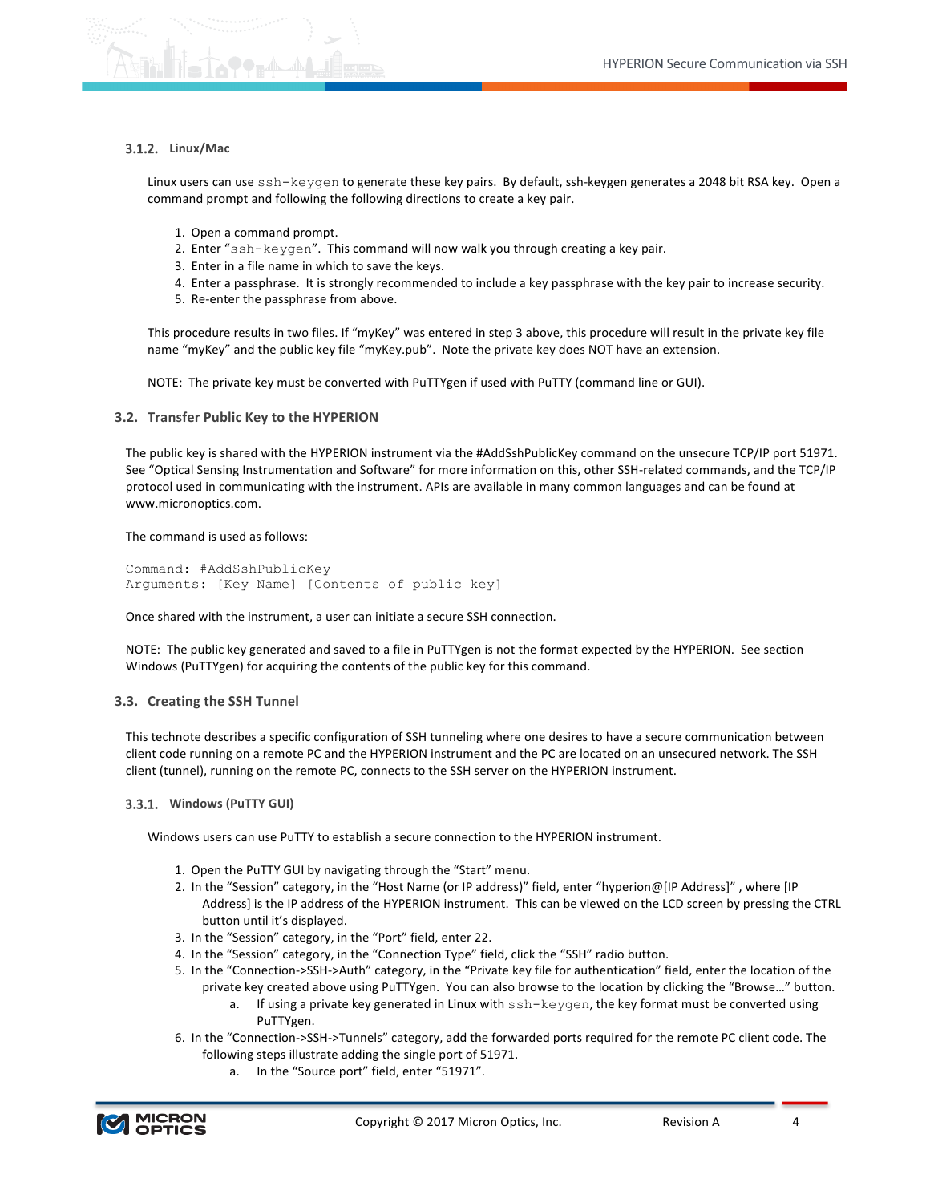#### 3.1.2. Linux/Mac

Linux users can use `ssh-keygen` to generate these key pairs. By default, ssh-keygen generates a 2048 bit RSA key. Open a command prompt and following the following directions to create a key pair.

1. Open a command prompt.
2. Enter “`ssh-keygen`”. This command will now walk you through creating a key pair.
3. Enter in a file name in which to save the keys.
4. Enter a passphrase. It is strongly recommended to include a key passphrase with the key pair to increase security.
5. Re-enter the passphrase from above.

This procedure results in two files. If “myKey” was entered in step 3 above, this procedure will result in the private key file name “myKey” and the public key file “myKey.pub”. Note the private key does NOT have an extension.

NOTE: The private key must be converted with PuTTYgen if used with PuTTY (command line or GUI).

### 3.2. Transfer Public Key to the HYPERION

The public key is shared with the HYPERION instrument via the #AddSshPublicKey command on the unsecure TCP/IP port 51971. See “Optical Sensing Instrumentation and Software” for more information on this, other SSH-related commands, and the TCP/IP protocol used in communicating with the instrument. APIs are available in many common languages and can be found at www.micronoptics.com.

The command is used as follows:

```
Command: #AddSshPublicKey
Arguments: [Key Name] [Contents of public key]
```

Once shared with the instrument, a user can initiate a secure SSH connection.

NOTE: The public key generated and saved to a file in PuTTYgen is not the format expected by the HYPERION. See section Windows (PuTTYgen) for acquiring the contents of the public key for this command.

### 3.3. Creating the SSH Tunnel

This technote describes a specific configuration of SSH tunneling where one desires to have a secure communication between client code running on a remote PC and the HYPERION instrument and the PC are located on an unsecured network. The SSH client (tunnel), running on the remote PC, connects to the SSH server on the HYPERION instrument.

#### 3.3.1. Windows (PuTTY GUI)

Windows users can use PuTTY to establish a secure connection to the HYPERION instrument.

1. Open the PuTTY GUI by navigating through the “Start” menu.
2. In the “Session” category, in the “Host Name (or IP address)” field, enter “hyperion@[IP Address]” , where [IP Address] is the IP address of the HYPERION instrument. This can be viewed on the LCD screen by pressing the CTRL button until it’s displayed.
3. In the “Session” category, in the “Port” field, enter 22.
4. In the “Session” category, in the “Connection Type” field, click the “SSH” radio button.
5. In the “Connection->SSH->Auth” category, in the “Private key file for authentication” field, enter the location of the private key created above using PuTTYgen. You can also browse to the location by clicking the “Browse…” button.
   a. If using a private key generated in Linux with `ssh-keygen`, the key format must be converted using PuTTYgen.
6. In the “Connection->SSH->Tunnels” category, add the forwarded ports required for the remote PC client code. The following steps illustrate adding the single port of 51971.
   a. In the “Source port” field, enter “51971”.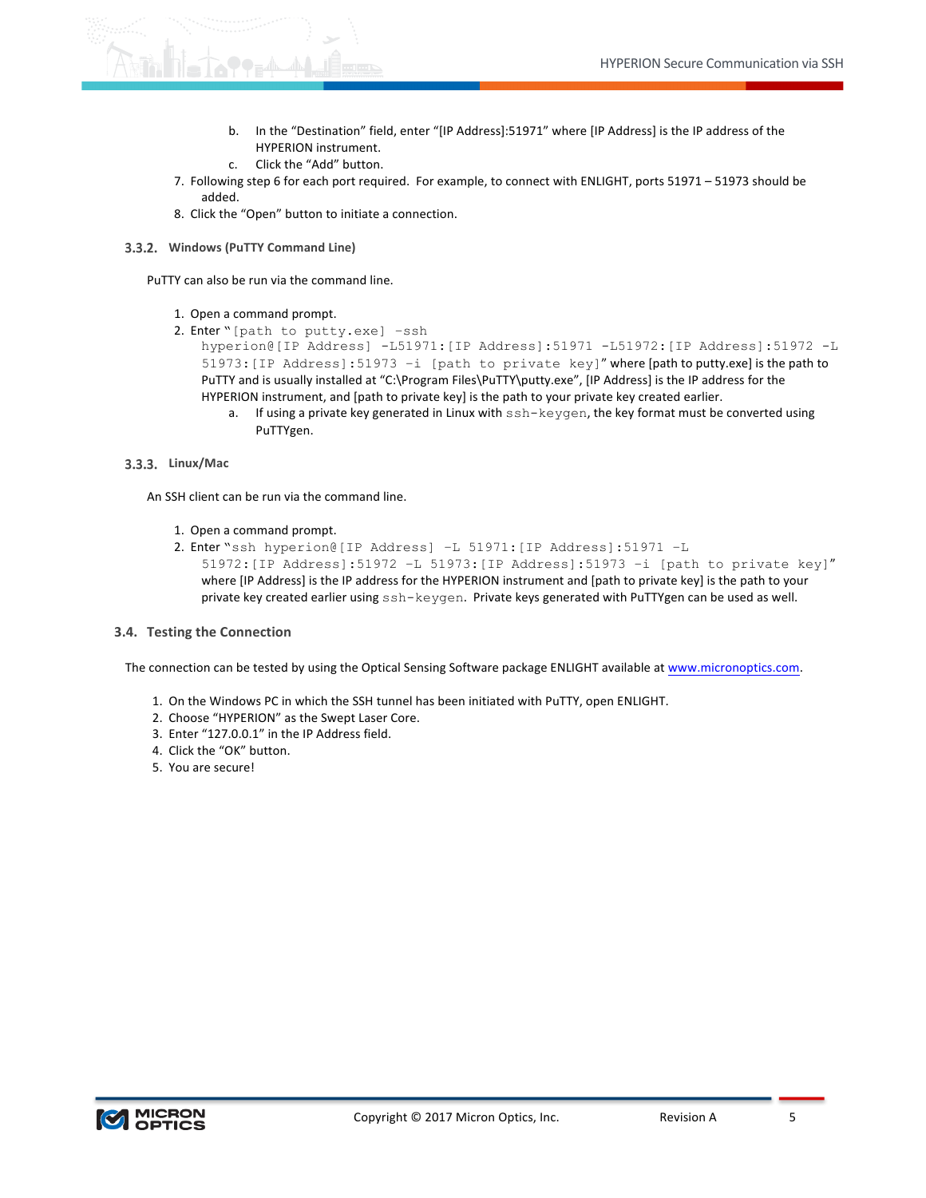b. In the "Destination" field, enter "[IP Address]:51971" where [IP Address] is the IP address of the HYPERION instrument.
   c. Click the "Add" button.

7. Following step 6 for each port required. For example, to connect with ENLIGHT, ports 51971 – 51973 should be added.
8. Click the "Open" button to initiate a connection.

#### 3.3.2. Windows (PuTTY Command Line)

PuTTY can also be run via the command line.

1. Open a command prompt.
2. Enter "`[path to putty.exe] -ssh hyperion@[IP Address] -L51971:[IP Address]:51971 -L51972:[IP Address]:51972 -L 51973:[IP Address]:51973 -i [path to private key]`" where [path to putty.exe] is the path to PuTTY and is usually installed at "C:\Program Files\PuTTY\putty.exe", [IP Address] is the IP address for the HYPERION instrument, and [path to private key] is the path to your private key created earlier.
   a. If using a private key generated in Linux with `ssh-keygen`, the key format must be converted using PuTTYgen.

#### 3.3.3. Linux/Mac

An SSH client can be run via the command line.

1. Open a command prompt.
2. Enter "`ssh hyperion@[IP Address] -L 51971:[IP Address]:51971 -L 51972:[IP Address]:51972 -L 51973:[IP Address]:51973 -i [path to private key]`" where [IP Address] is the IP address for the HYPERION instrument and [path to private key] is the path to your private key created earlier using `ssh-keygen`. Private keys generated with PuTTYgen can be used as well.

### 3.4. Testing the Connection

The connection can be tested by using the Optical Sensing Software package ENLIGHT available at www.micronoptics.com.

1. On the Windows PC in which the SSH tunnel has been initiated with PuTTY, open ENLIGHT.
2. Choose "HYPERION" as the Swept Laser Core.
3. Enter "127.0.0.1" in the IP Address field.
4. Click the "OK" button.
5. You are secure!